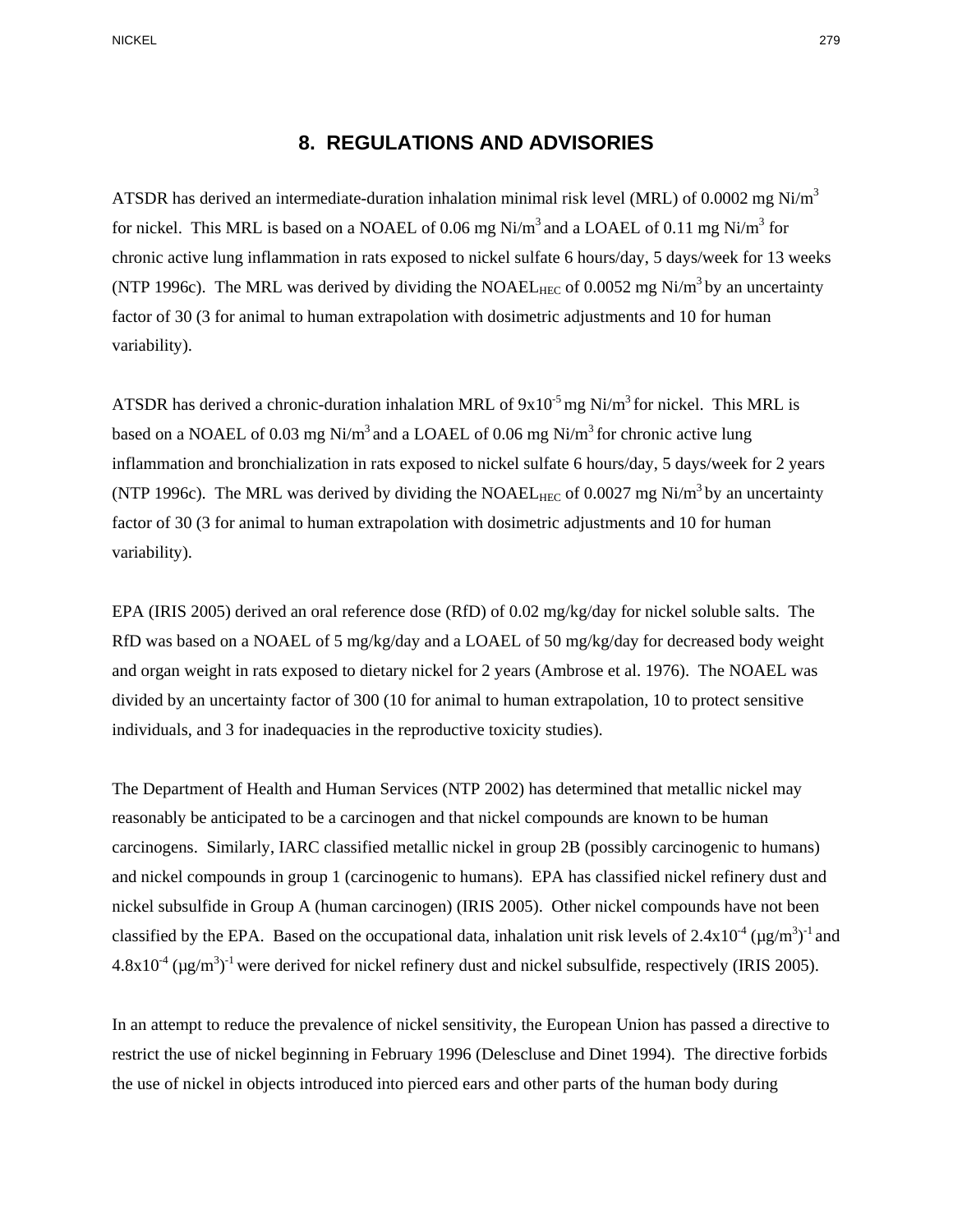# 8. REGULATIONS AND ADVISORIES

ATSDR has derived an intermediate-duration inhalation minimal risk level (MRL) of 0.0002 mg Ni/$m^3$ for nickel. This MRL is based on a NOAEL of 0.06 mg Ni/$m^3$ and a LOAEL of 0.11 mg Ni/$m^3$ for chronic active lung inflammation in rats exposed to nickel sulfate 6 hours/day, 5 days/week for 13 weeks (NTP 1996c). The MRL was derived by dividing the $NOAEL_{HEC}$ of 0.0052 mg Ni/$m^3$ by an uncertainty factor of 30 (3 for animal to human extrapolation with dosimetric adjustments and 10 for human variability).

ATSDR has derived a chronic-duration inhalation MRL of $9 \times 10^{-5}$ mg Ni/$m^3$ for nickel. This MRL is based on a NOAEL of 0.03 mg Ni/$m^3$ and a LOAEL of 0.06 mg Ni/$m^3$ for chronic active lung inflammation and bronchialization in rats exposed to nickel sulfate 6 hours/day, 5 days/week for 2 years (NTP 1996c). The MRL was derived by dividing the $NOAEL_{HEC}$ of 0.0027 mg Ni/$m^3$ by an uncertainty factor of 30 (3 for animal to human extrapolation with dosimetric adjustments and 10 for human variability).

EPA (IRIS 2005) derived an oral reference dose (RfD) of 0.02 mg/kg/day for nickel soluble salts. The RfD was based on a NOAEL of 5 mg/kg/day and a LOAEL of 50 mg/kg/day for decreased body weight and organ weight in rats exposed to dietary nickel for 2 years (Ambrose et al. 1976). The NOAEL was divided by an uncertainty factor of 300 (10 for animal to human extrapolation, 10 to protect sensitive individuals, and 3 for inadequacies in the reproductive toxicity studies).

The Department of Health and Human Services (NTP 2002) has determined that metallic nickel may reasonably be anticipated to be a carcinogen and that nickel compounds are known to be human carcinogens. Similarly, IARC classified metallic nickel in group 2B (possibly carcinogenic to humans) and nickel compounds in group 1 (carcinogenic to humans). EPA has classified nickel refinery dust and nickel subsulfide in Group A (human carcinogen) (IRIS 2005). Other nickel compounds have not been classified by the EPA. Based on the occupational data, inhalation unit risk levels of $2.4 \times 10^{-4}$ $(\mu g/m^3)^{-1}$ and $4.8 \times 10^{-4}$ $(\mu g/m^3)^{-1}$ were derived for nickel refinery dust and nickel subsulfide, respectively (IRIS 2005).

In an attempt to reduce the prevalence of nickel sensitivity, the European Union has passed a directive to restrict the use of nickel beginning in February 1996 (Delescluse and Dinet 1994). The directive forbids the use of nickel in objects introduced into pierced ears and other parts of the human body during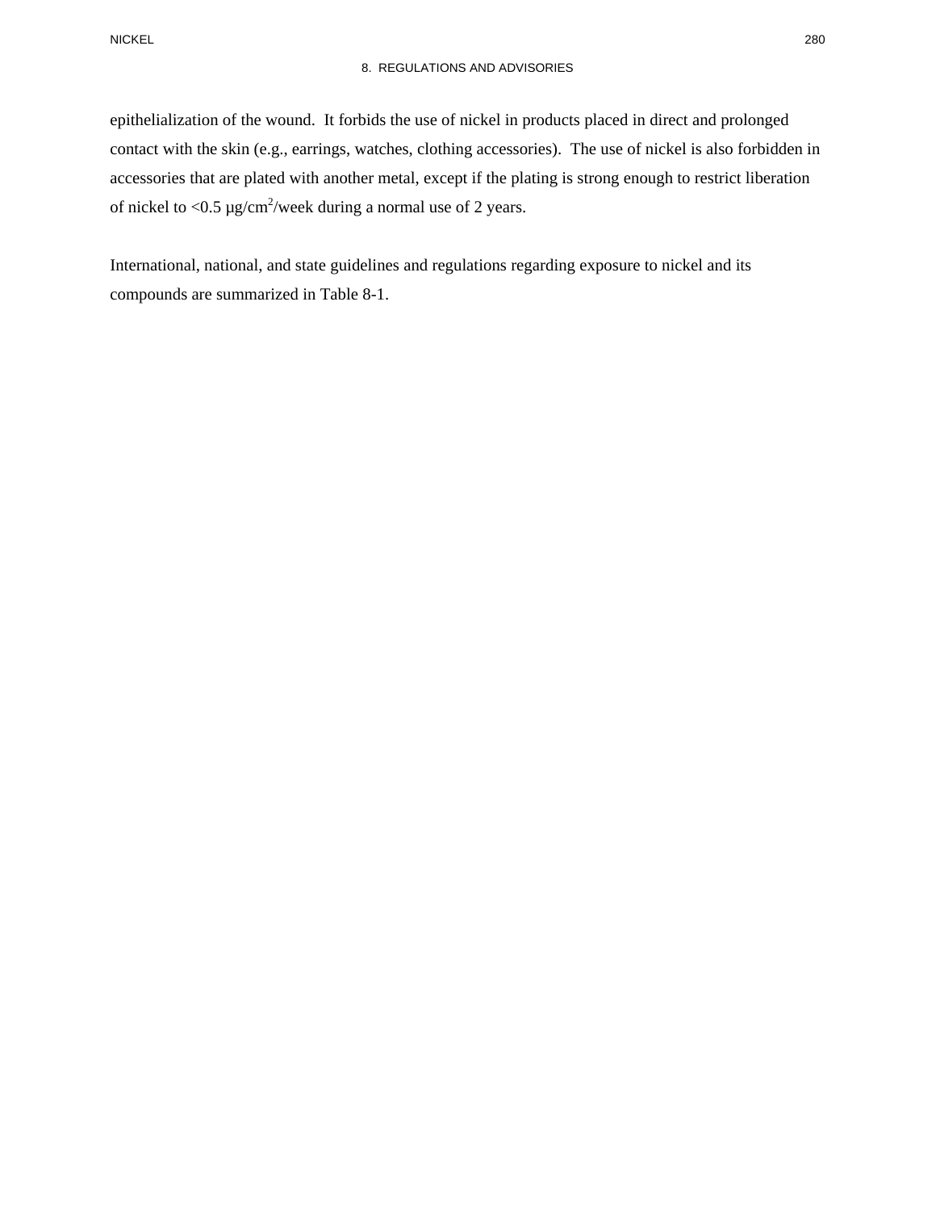epithelialization of the wound. It forbids the use of nickel in products placed in direct and prolonged contact with the skin (e.g., earrings, watches, clothing accessories). The use of nickel is also forbidden in accessories that are plated with another metal, except if the plating is strong enough to restrict liberation of nickel to <0.5 μg/cm$^2$/week during a normal use of 2 years.

International, national, and state guidelines and regulations regarding exposure to nickel and its compounds are summarized in Table 8-1.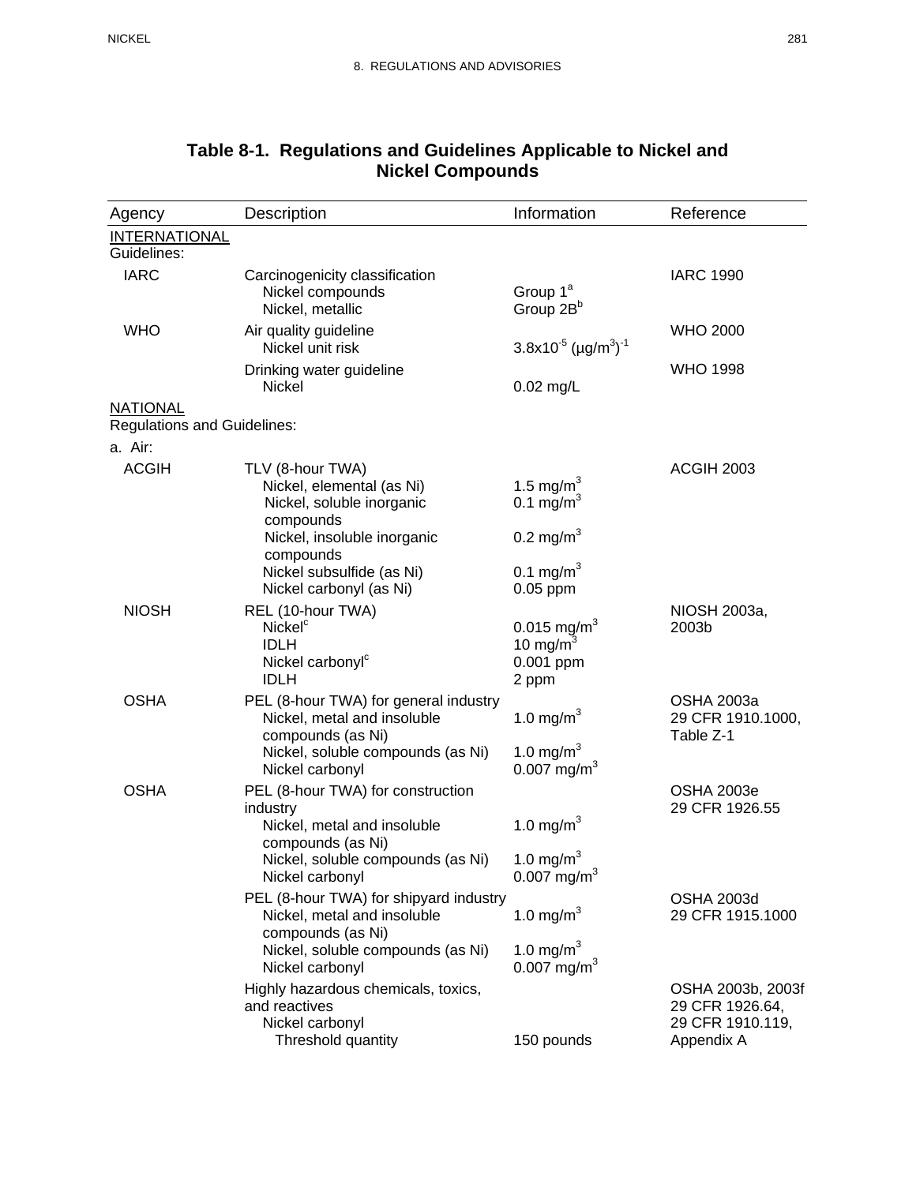# Table 8-1. Regulations and Guidelines Applicable to Nickel and Nickel Compounds

| Agency | Description | Information | Reference |
|---|---|---|---|
| INTERNATIONAL Guidelines: | | | |
| IARC | Carcinogenicity classification | | IARC 1990 |
| | Nickel compounds | Group 1[a] | |
| | Nickel, metallic | Group 2B[b] | |
| WHO | Air quality guideline | | WHO 2000 |
| | Nickel unit risk | $3.8 \times 10^{-5}$ $(\mu g/m^3)^{-1}$ | |
| | Drinking water guideline | | WHO 1998 |
| | Nickel | 0.02 mg/L | |
| NATIONAL Regulations and Guidelines: | | | |
| a. Air: | | | |
| ACGIH | TLV (8-hour TWA) | | ACGIH 2003 |
| | Nickel, elemental (as Ni) | 1.5 mg/m$^3$ | |
| | Nickel, soluble inorganic compounds | 0.1 mg/m$^3$ | |
| | Nickel, insoluble inorganic compounds | 0.2 mg/m$^3$ | |
| | Nickel subsulfide (as Ni) | 0.1 mg/m$^3$ | |
| | Nickel carbonyl (as Ni) | 0.05 ppm | |
| NIOSH | REL (10-hour TWA) | | NIOSH 2003a, 2003b |
| | Nickel[c] | 0.015 mg/m$^3$ | |
| | IDLH | 10 mg/m$^3$ | |
| | Nickel carbonyl[c] | 0.001 ppm | |
| | IDLH | 2 ppm | |
| OSHA | PEL (8-hour TWA) for general industry | | OSHA 2003a 29 CFR 1910.1000, Table Z-1 |
| | Nickel, metal and insoluble compounds (as Ni) | 1.0 mg/m$^3$ | |
| | Nickel, soluble compounds (as Ni) | 1.0 mg/m$^3$ | |
| | Nickel carbonyl | 0.007 mg/m$^3$ | |
| OSHA | PEL (8-hour TWA) for construction industry | | OSHA 2003e 29 CFR 1926.55 |
| | Nickel, metal and insoluble compounds (as Ni) | 1.0 mg/m$^3$ | |
| | Nickel, soluble compounds (as Ni) | 1.0 mg/m$^3$ | |
| | Nickel carbonyl | 0.007 mg/m$^3$ | |
| | PEL (8-hour TWA) for shipyard industry | | OSHA 2003d 29 CFR 1915.1000 |
| | Nickel, metal and insoluble compounds (as Ni) | 1.0 mg/m$^3$ | |
| | Nickel, soluble compounds (as Ni) | 1.0 mg/m$^3$ | |
| | Nickel carbonyl | 0.007 mg/m$^3$ | |
| | Highly hazardous chemicals, toxics, and reactives | | OSHA 2003b, 2003f 29 CFR 1926.64, 29 CFR 1910.119, Appendix A |
| | Nickel carbonyl | | |
| | Threshold quantity | 150 pounds | |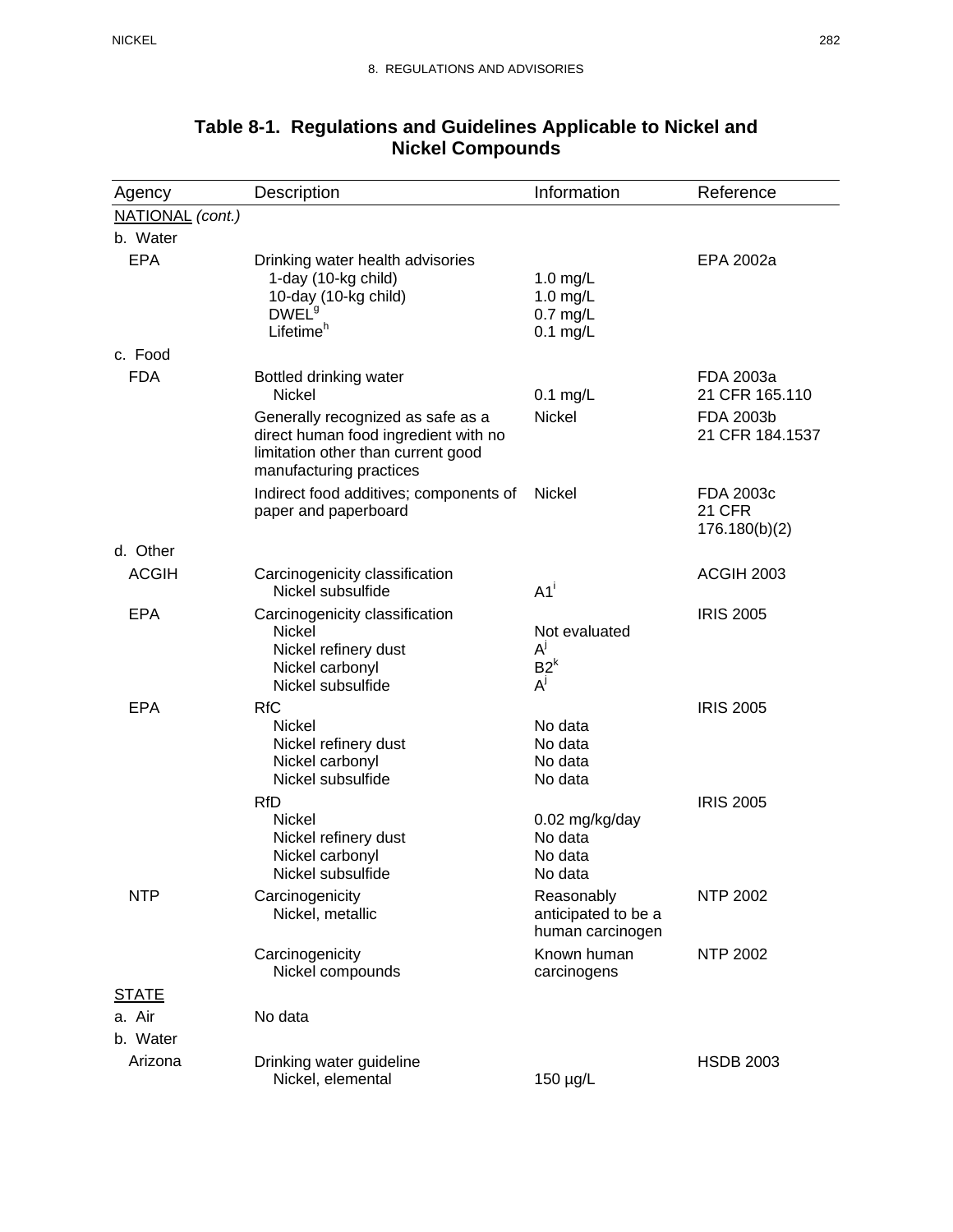## Table 8-1. Regulations and Guidelines Applicable to Nickel and Nickel Compounds

| Agency | Description | Information | Reference |
|---|---|---|---|
| NATIONAL *(cont.)* | | | |
| b. Water | | | |
| EPA | Drinking water health advisories | | EPA 2002a |
| | 1-day (10-kg child) | 1.0 mg/L | |
| | 10-day (10-kg child) | 1.0 mg/L | |
| | DWEL[g] | 0.7 mg/L | |
| | Lifetime[h] | 0.1 mg/L | |
| c. Food | | | |
| FDA | Bottled drinking water | | FDA 2003a |
| | Nickel | 0.1 mg/L | 21 CFR 165.110 |
| | Generally recognized as safe as a direct human food ingredient with no limitation other than current good manufacturing practices | Nickel | FDA 2003b 21 CFR 184.1537 |
| | Indirect food additives; components of paper and paperboard | Nickel | FDA 2003c 21 CFR 176.180(b)(2) |
| d. Other | | | |
| ACGIH | Carcinogenicity classification | | ACGIH 2003 |
| | Nickel subsulfide | A1[i] | |
| EPA | Carcinogenicity classification | | IRIS 2005 |
| | Nickel | Not evaluated | |
| | Nickel refinery dust | A[j] | |
| | Nickel carbonyl | B2[k] | |
| | Nickel subsulfide | A[j] | |
| EPA | RfC | | IRIS 2005 |
| | Nickel | No data | |
| | Nickel refinery dust | No data | |
| | Nickel carbonyl | No data | |
| | Nickel subsulfide | No data | |
| | RfD | | IRIS 2005 |
| | Nickel | 0.02 mg/kg/day | |
| | Nickel refinery dust | No data | |
| | Nickel carbonyl | No data | |
| | Nickel subsulfide | No data | |
| NTP | Carcinogenicity | | NTP 2002 |
| | Nickel, metallic | Reasonably anticipated to be a human carcinogen | |
| | Carcinogenicity | | NTP 2002 |
| | Nickel compounds | Known human carcinogens | |
| STATE | | | |
| a. Air | No data | | |
| b. Water | | | |
| Arizona | Drinking water guideline | | HSDB 2003 |
| | Nickel, elemental | 150 µg/L | |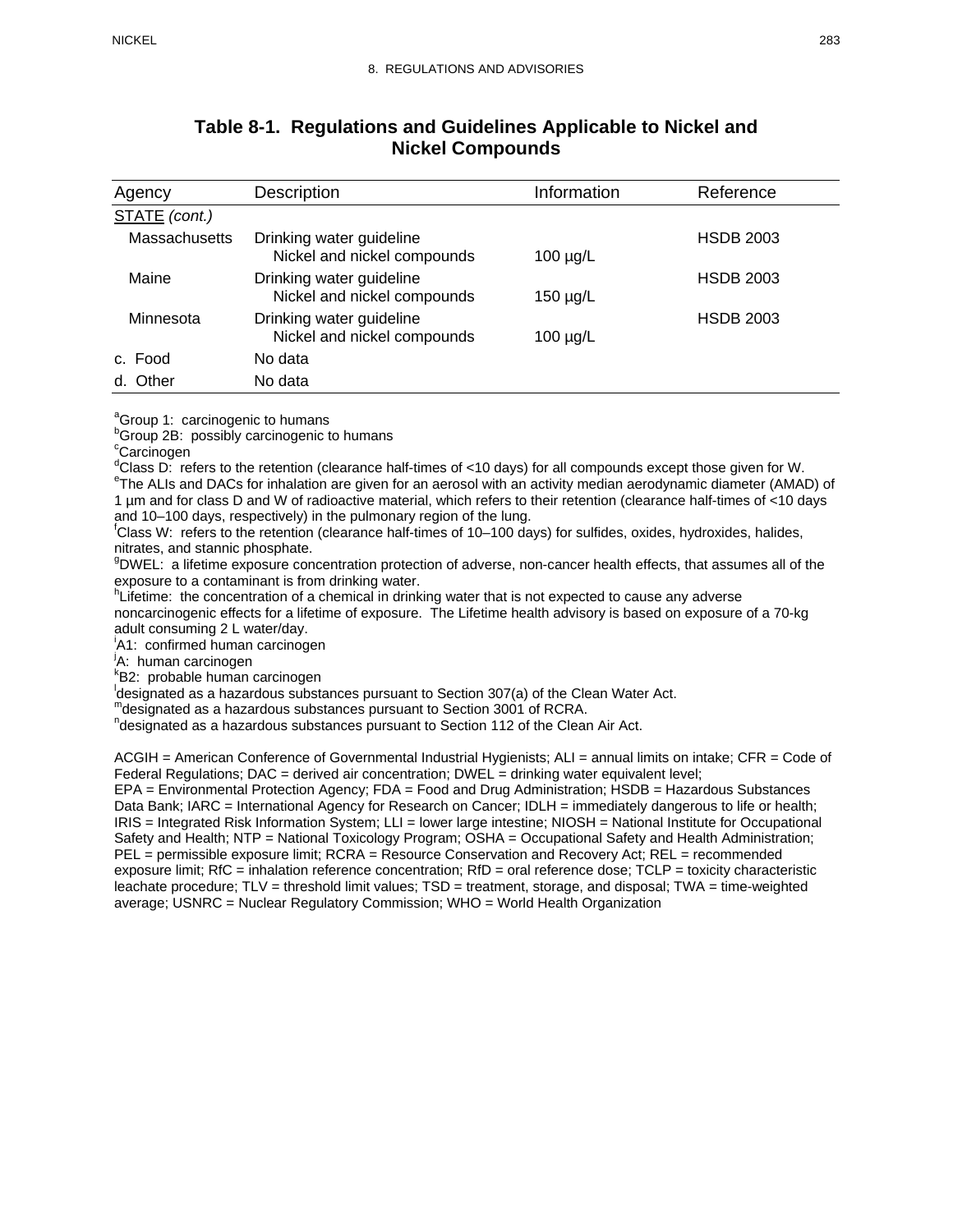**Table 8-1. Regulations and Guidelines Applicable to Nickel and Nickel Compounds**

| Agency | Description | Information | Reference |
|---|---|---|---|
| STATE *(cont.)* | | | |
| Massachusetts | Drinking water guideline | | HSDB 2003 |
| | Nickel and nickel compounds | 100 µg/L | |
| Maine | Drinking water guideline | | HSDB 2003 |
| | Nickel and nickel compounds | 150 µg/L | |
| Minnesota | Drinking water guideline | | HSDB 2003 |
| | Nickel and nickel compounds | 100 µg/L | |
| c. Food | No data | | |
| d. Other | No data | | |

[a]Group 1: carcinogenic to humans
[b]Group 2B: possibly carcinogenic to humans
[c]Carcinogen
[d]Class D: refers to the retention (clearance half-times of <10 days) for all compounds except those given for W.
[e]The ALIs and DACs for inhalation are given for an aerosol with an activity median aerodynamic diameter (AMAD) of 1 µm and for class D and W of radioactive material, which refers to their retention (clearance half-times of <10 days and 10–100 days, respectively) in the pulmonary region of the lung.
[f]Class W: refers to the retention (clearance half-times of 10–100 days) for sulfides, oxides, hydroxides, halides, nitrates, and stannic phosphate.
[g]DWEL: a lifetime exposure concentration protection of adverse, non-cancer health effects, that assumes all of the exposure to a contaminant is from drinking water.
[h]Lifetime: the concentration of a chemical in drinking water that is not expected to cause any adverse noncarcinogenic effects for a lifetime of exposure. The Lifetime health advisory is based on exposure of a 70-kg adult consuming 2 L water/day.
[i]A1: confirmed human carcinogen
[j]A: human carcinogen
[k]B2: probable human carcinogen
[l]designated as a hazardous substances pursuant to Section 307(a) of the Clean Water Act.
[m]designated as a hazardous substances pursuant to Section 3001 of RCRA.
[n]designated as a hazardous substances pursuant to Section 112 of the Clean Air Act.

ACGIH = American Conference of Governmental Industrial Hygienists; ALI = annual limits on intake; CFR = Code of Federal Regulations; DAC = derived air concentration; DWEL = drinking water equivalent level; EPA = Environmental Protection Agency; FDA = Food and Drug Administration; HSDB = Hazardous Substances Data Bank; IARC = International Agency for Research on Cancer; IDLH = immediately dangerous to life or health; IRIS = Integrated Risk Information System; LLI = lower large intestine; NIOSH = National Institute for Occupational Safety and Health; NTP = National Toxicology Program; OSHA = Occupational Safety and Health Administration; PEL = permissible exposure limit; RCRA = Resource Conservation and Recovery Act; REL = recommended exposure limit; RfC = inhalation reference concentration; RfD = oral reference dose; TCLP = toxicity characteristic leachate procedure; TLV = threshold limit values; TSD = treatment, storage, and disposal; TWA = time-weighted average; USNRC = Nuclear Regulatory Commission; WHO = World Health Organization